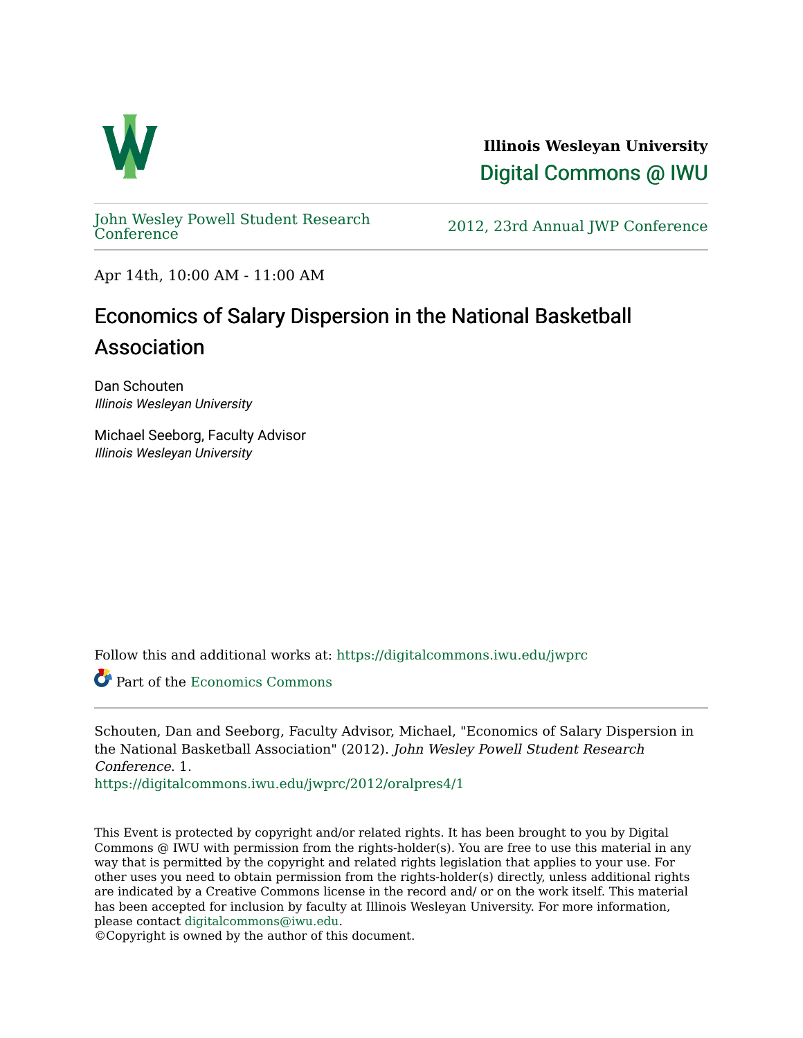Illinois Wesleyan University
**Digital Commons @ IWU**

John Wesley Powell Student Research Conference

2012, 23rd Annual JWP Conference

Apr 14th, 10:00 AM - 11:00 AM

# Economics of Salary Dispersion in the National Basketball Association

Dan Schouten
*Illinois Wesleyan University*

Michael Seeborg, Faculty Advisor
*Illinois Wesleyan University*

Follow this and additional works at: https://digitalcommons.iwu.edu/jwprc

Part of the Economics Commons

Schouten, Dan and Seeborg, Faculty Advisor, Michael, "Economics of Salary Dispersion in the National Basketball Association" (2012). *John Wesley Powell Student Research Conference*. 1.
https://digitalcommons.iwu.edu/jwprc/2012/oralpres4/1

This Event is protected by copyright and/or related rights. It has been brought to you by Digital Commons @ IWU with permission from the rights-holder(s). You are free to use this material in any way that is permitted by the copyright and related rights legislation that applies to your use. For other uses you need to obtain permission from the rights-holder(s) directly, unless additional rights are indicated by a Creative Commons license in the record and/ or on the work itself. This material has been accepted for inclusion by faculty at Illinois Wesleyan University. For more information, please contact digitalcommons@iwu.edu.
©Copyright is owned by the author of this document.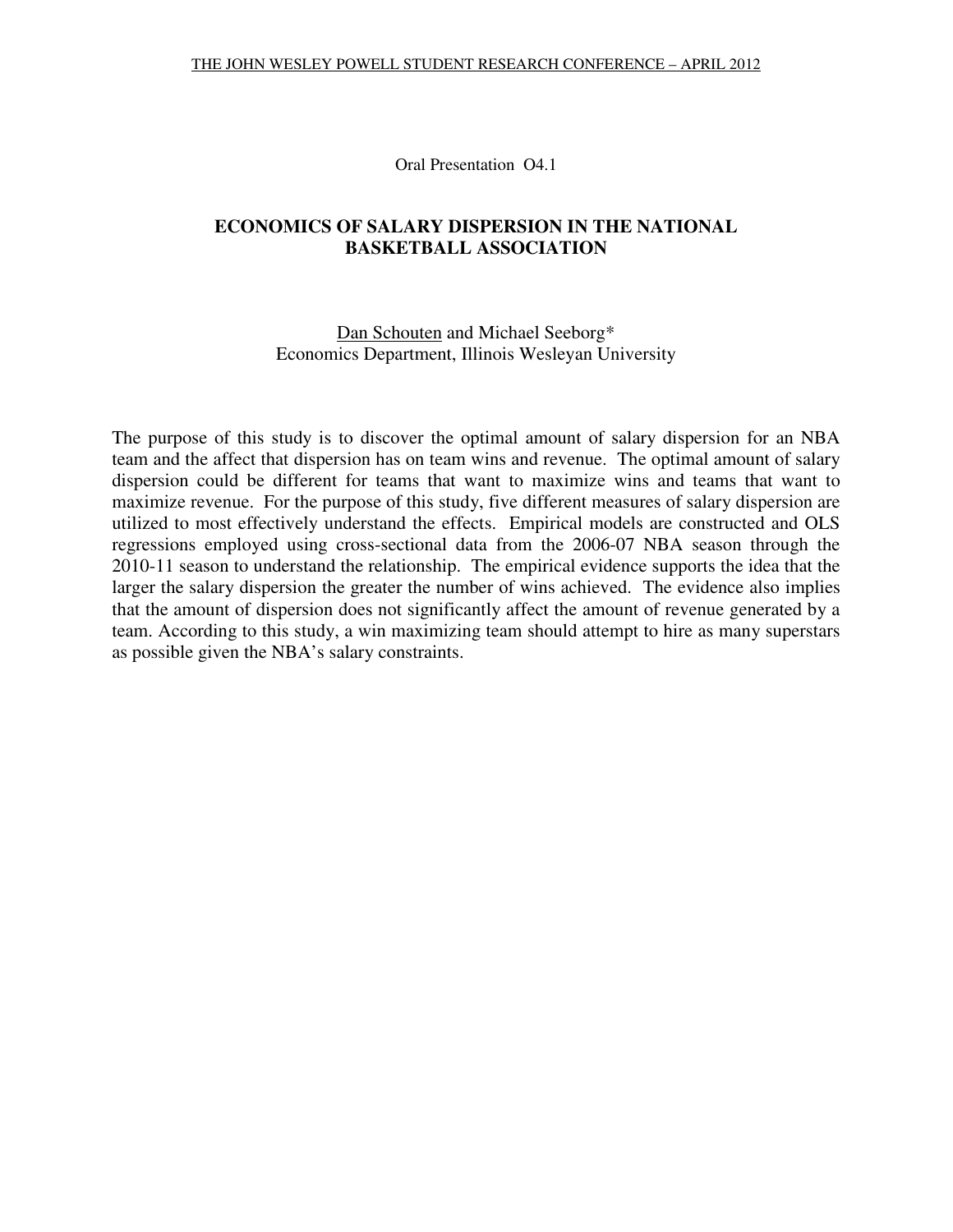Oral Presentation O4.1

# ECONOMICS OF SALARY DISPERSION IN THE NATIONAL BASKETBALL ASSOCIATION

Dan Schouten and Michael Seeborg*
Economics Department, Illinois Wesleyan University

The purpose of this study is to discover the optimal amount of salary dispersion for an NBA team and the affect that dispersion has on team wins and revenue. The optimal amount of salary dispersion could be different for teams that want to maximize wins and teams that want to maximize revenue. For the purpose of this study, five different measures of salary dispersion are utilized to most effectively understand the effects. Empirical models are constructed and OLS regressions employed using cross-sectional data from the 2006-07 NBA season through the 2010-11 season to understand the relationship. The empirical evidence supports the idea that the larger the salary dispersion the greater the number of wins achieved. The evidence also implies that the amount of dispersion does not significantly affect the amount of revenue generated by a team. According to this study, a win maximizing team should attempt to hire as many superstars as possible given the NBA's salary constraints.